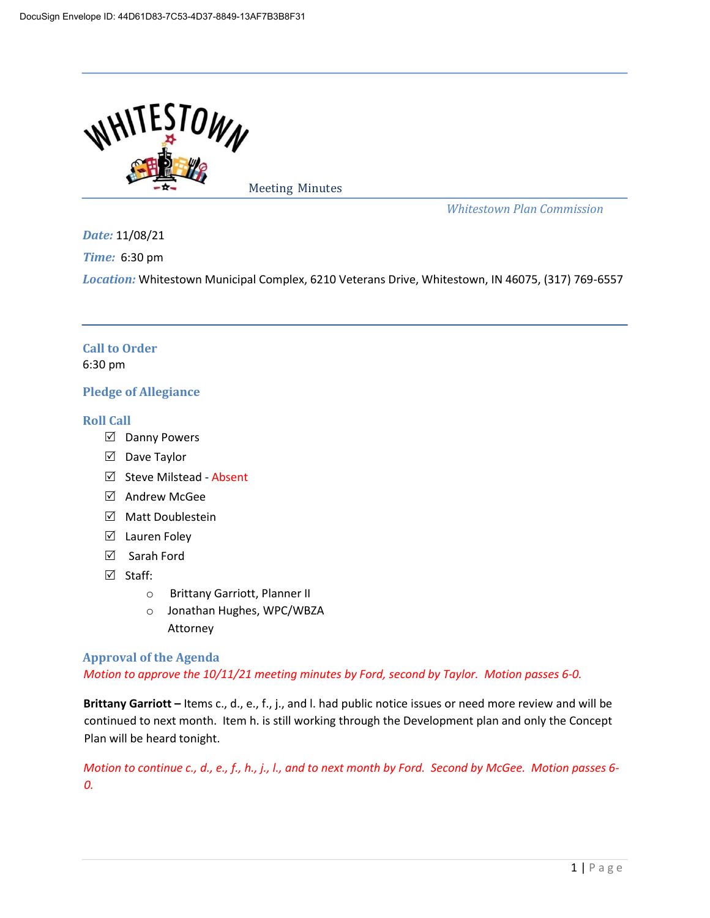DocuSign Envelope ID: 44D61D83-7C53-4D37-8849-13AF7B3B8F31

# Meeting Minutes

*Whitestown Plan Commission*

***Date:*** 11/08/21

***Time:*** 6:30 pm

***Location:*** Whitestown Municipal Complex, 6210 Veterans Drive, Whitestown, IN 46075, (317) 769-6557

## Call to Order

6:30 pm

## Pledge of Allegiance

## Roll Call

- ☑ Danny Powers
- ☑ Dave Taylor
- ☑ Steve Milstead - Absent
- ☑ Andrew McGee
- ☑ Matt Doublestein
- ☑ Lauren Foley
- ☑ Sarah Ford
- ☑ Staff:
  - Brittany Garriott, Planner II
  - Jonathan Hughes, WPC/WBZA Attorney

## Approval of the Agenda

*Motion to approve the 10/11/21 meeting minutes by Ford, second by Taylor. Motion passes 6-0.*

**Brittany Garriott –** Items c., d., e., f., j., and l. had public notice issues or need more review and will be continued to next month. Item h. is still working through the Development plan and only the Concept Plan will be heard tonight.

*Motion to continue c., d., e., f., h., j., l., and to next month by Ford. Second by McGee. Motion passes 6-0.*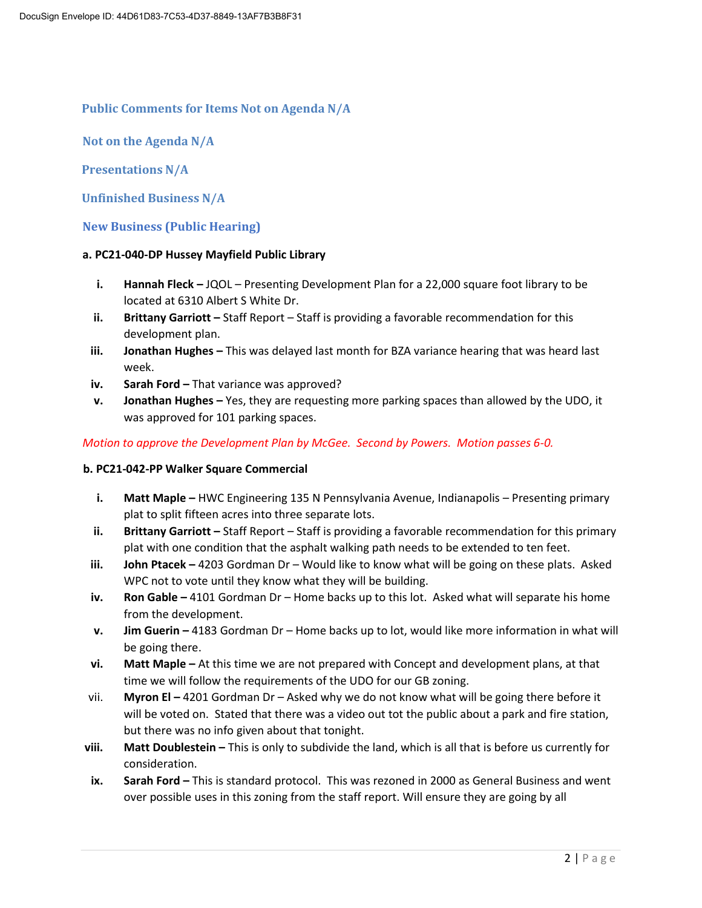## Public Comments for Items Not on Agenda N/A

## Not on the Agenda N/A

## Presentations N/A

## Unfinished Business N/A

## New Business (Public Hearing)

**a. PC21-040-DP Hussey Mayfield Public Library**

i. **Hannah Fleck –** JQOL – Presenting Development Plan for a 22,000 square foot library to be located at 6310 Albert S White Dr.
ii. **Brittany Garriott –** Staff Report – Staff is providing a favorable recommendation for this development plan.
iii. **Jonathan Hughes –** This was delayed last month for BZA variance hearing that was heard last week.
iv. **Sarah Ford –** That variance was approved?
v. **Jonathan Hughes –** Yes, they are requesting more parking spaces than allowed by the UDO, it was approved for 101 parking spaces.

*Motion to approve the Development Plan by McGee. Second by Powers. Motion passes 6-0.*

**b. PC21-042-PP Walker Square Commercial**

i. **Matt Maple –** HWC Engineering 135 N Pennsylvania Avenue, Indianapolis – Presenting primary plat to split fifteen acres into three separate lots.
ii. **Brittany Garriott –** Staff Report – Staff is providing a favorable recommendation for this primary plat with one condition that the asphalt walking path needs to be extended to ten feet.
iii. **John Ptacek –** 4203 Gordman Dr – Would like to know what will be going on these plats. Asked WPC not to vote until they know what they will be building.
iv. **Ron Gable –** 4101 Gordman Dr – Home backs up to this lot. Asked what will separate his home from the development.
v. **Jim Guerin –** 4183 Gordman Dr – Home backs up to lot, would like more information in what will be going there.
vi. **Matt Maple –** At this time we are not prepared with Concept and development plans, at that time we will follow the requirements of the UDO for our GB zoning.
vii. **Myron El –** 4201 Gordman Dr – Asked why we do not know what will be going there before it will be voted on. Stated that there was a video out tot the public about a park and fire station, but there was no info given about that tonight.
viii. **Matt Doublestein –** This is only to subdivide the land, which is all that is before us currently for consideration.
ix. **Sarah Ford –** This is standard protocol. This was rezoned in 2000 as General Business and went over possible uses in this zoning from the staff report. Will ensure they are going by all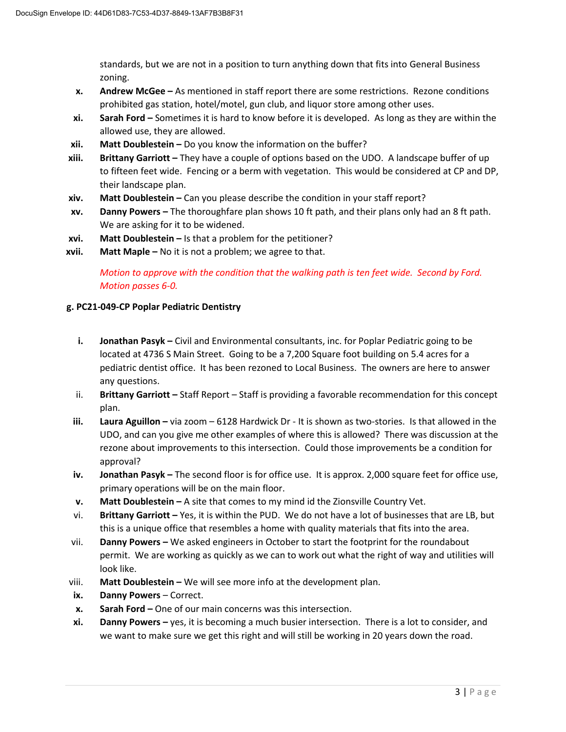standards, but we are not in a position to turn anything down that fits into General Business zoning.

x. **Andrew McGee –** As mentioned in staff report there are some restrictions. Rezone conditions prohibited gas station, hotel/motel, gun club, and liquor store among other uses.

xi. **Sarah Ford –** Sometimes it is hard to know before it is developed. As long as they are within the allowed use, they are allowed.

xii. **Matt Doublestein –** Do you know the information on the buffer?

xiii. **Brittany Garriott –** They have a couple of options based on the UDO. A landscape buffer of up to fifteen feet wide. Fencing or a berm with vegetation. This would be considered at CP and DP, their landscape plan.

xiv. **Matt Doublestein –** Can you please describe the condition in your staff report?

xv. **Danny Powers –** The thoroughfare plan shows 10 ft path, and their plans only had an 8 ft path. We are asking for it to be widened.

xvi. **Matt Doublestein –** Is that a problem for the petitioner?

xvii. **Matt Maple –** No it is not a problem; we agree to that.

*Motion to approve with the condition that the walking path is ten feet wide. Second by Ford. Motion passes 6-0.*

**g. PC21-049-CP Poplar Pediatric Dentistry**

i. **Jonathan Pasyk –** Civil and Environmental consultants, inc. for Poplar Pediatric going to be located at 4736 S Main Street. Going to be a 7,200 Square foot building on 5.4 acres for a pediatric dentist office. It has been rezoned to Local Business. The owners are here to answer any questions.

ii. **Brittany Garriott –** Staff Report – Staff is providing a favorable recommendation for this concept plan.

iii. **Laura Aguillon –** via zoom – 6128 Hardwick Dr - It is shown as two-stories. Is that allowed in the UDO, and can you give me other examples of where this is allowed? There was discussion at the rezone about improvements to this intersection. Could those improvements be a condition for approval?

iv. **Jonathan Pasyk –** The second floor is for office use. It is approx. 2,000 square feet for office use, primary operations will be on the main floor.

v. **Matt Doublestein –** A site that comes to my mind id the Zionsville Country Vet.

vi. **Brittany Garriott –** Yes, it is within the PUD. We do not have a lot of businesses that are LB, but this is a unique office that resembles a home with quality materials that fits into the area.

vii. **Danny Powers –** We asked engineers in October to start the footprint for the roundabout permit. We are working as quickly as we can to work out what the right of way and utilities will look like.

viii. **Matt Doublestein –** We will see more info at the development plan.

ix. **Danny Powers** – Correct.

x. **Sarah Ford –** One of our main concerns was this intersection.

xi. **Danny Powers –** yes, it is becoming a much busier intersection. There is a lot to consider, and we want to make sure we get this right and will still be working in 20 years down the road.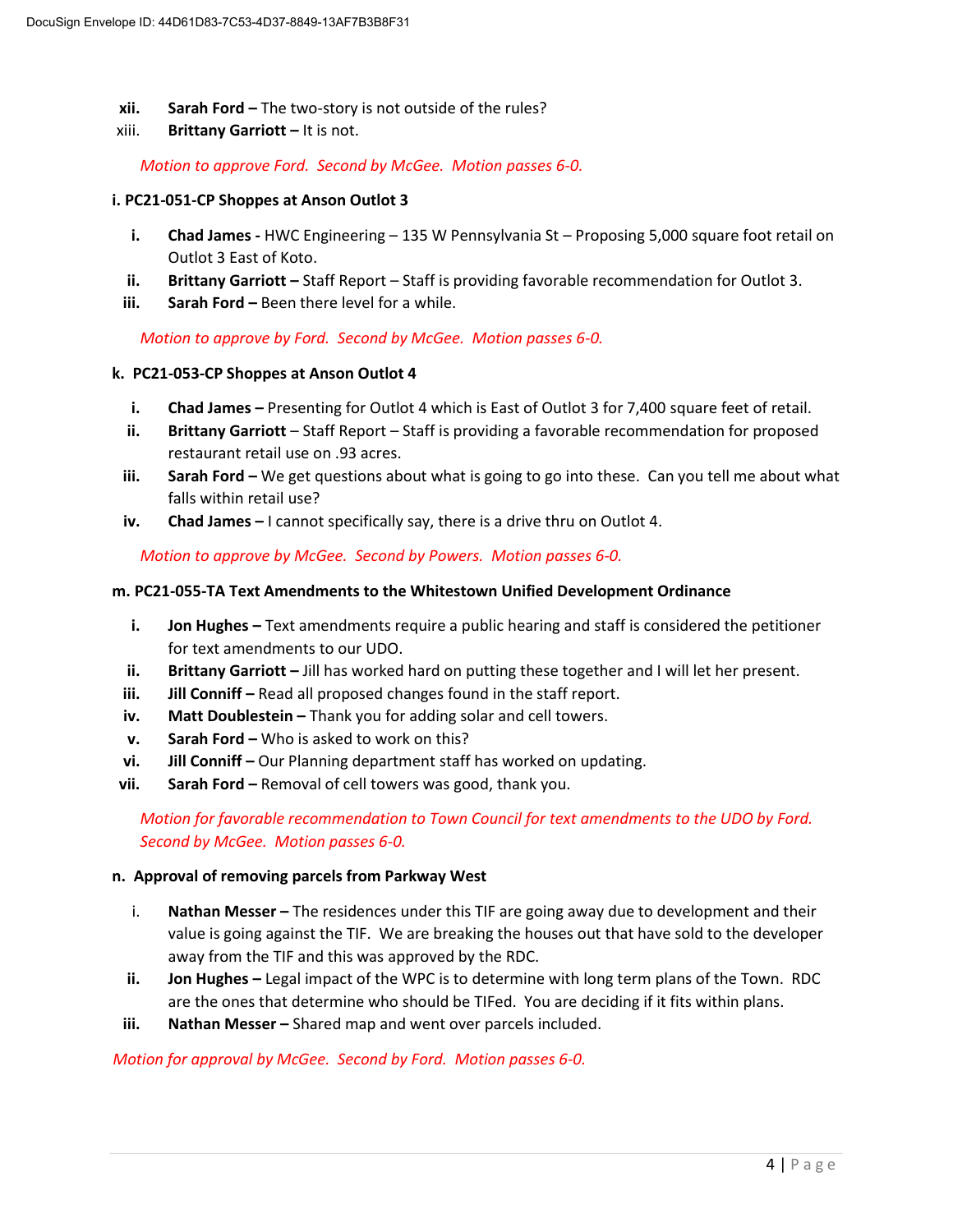xii. **Sarah Ford –** The two-story is not outside of the rules?

xiii. **Brittany Garriott –** It is not.

*Motion to approve Ford. Second by McGee. Motion passes 6-0.*

**i. PC21-051-CP Shoppes at Anson Outlot 3**

i. **Chad James -** HWC Engineering – 135 W Pennsylvania St – Proposing 5,000 square foot retail on Outlot 3 East of Koto.

ii. **Brittany Garriott –** Staff Report – Staff is providing favorable recommendation for Outlot 3.

iii. **Sarah Ford –** Been there level for a while.

*Motion to approve by Ford. Second by McGee. Motion passes 6-0.*

**k. PC21-053-CP Shoppes at Anson Outlot 4**

i. **Chad James –** Presenting for Outlot 4 which is East of Outlot 3 for 7,400 square feet of retail.

ii. **Brittany Garriott** – Staff Report – Staff is providing a favorable recommendation for proposed restaurant retail use on .93 acres.

iii. **Sarah Ford –** We get questions about what is going to go into these. Can you tell me about what falls within retail use?

iv. **Chad James –** I cannot specifically say, there is a drive thru on Outlot 4.

*Motion to approve by McGee. Second by Powers. Motion passes 6-0.*

**m. PC21-055-TA Text Amendments to the Whitestown Unified Development Ordinance**

i. **Jon Hughes –** Text amendments require a public hearing and staff is considered the petitioner for text amendments to our UDO.

ii. **Brittany Garriott –** Jill has worked hard on putting these together and I will let her present.

iii. **Jill Conniff –** Read all proposed changes found in the staff report.

iv. **Matt Doublestein –** Thank you for adding solar and cell towers.

v. **Sarah Ford –** Who is asked to work on this?

vi. **Jill Conniff –** Our Planning department staff has worked on updating.

vii. **Sarah Ford –** Removal of cell towers was good, thank you.

*Motion for favorable recommendation to Town Council for text amendments to the UDO by Ford. Second by McGee. Motion passes 6-0.*

**n. Approval of removing parcels from Parkway West**

i. **Nathan Messer –** The residences under this TIF are going away due to development and their value is going against the TIF. We are breaking the houses out that have sold to the developer away from the TIF and this was approved by the RDC.

ii. **Jon Hughes –** Legal impact of the WPC is to determine with long term plans of the Town. RDC are the ones that determine who should be TIFed. You are deciding if it fits within plans.

iii. **Nathan Messer –** Shared map and went over parcels included.

*Motion for approval by McGee. Second by Ford. Motion passes 6-0.*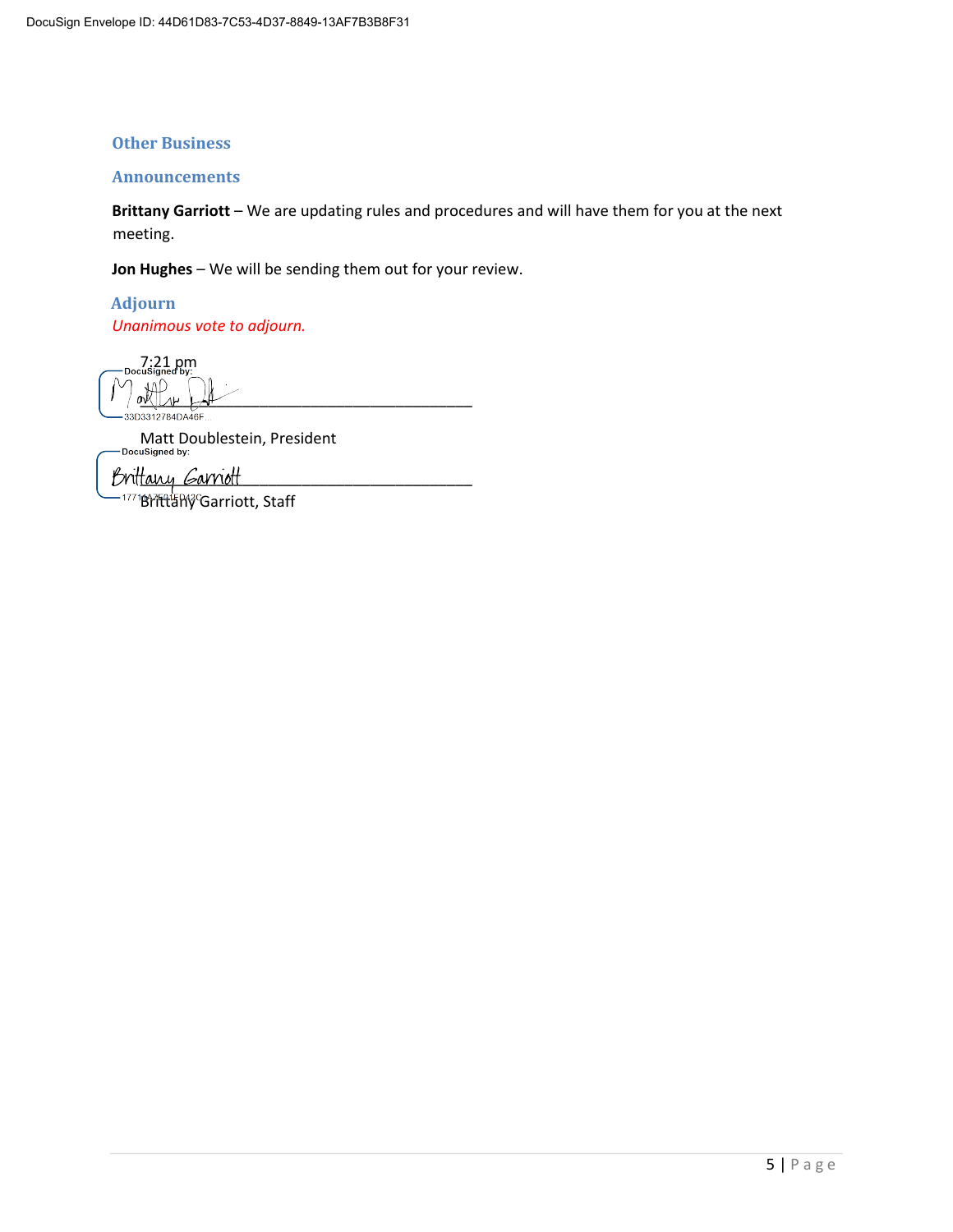## Other Business

## Announcements

**Brittany Garriott** – We are updating rules and procedures and will have them for you at the next meeting.

**Jon Hughes** – We will be sending them out for your review.

## Adjourn

*Unanimous vote to adjourn.*

7:21 pm

DocuSigned by:

33D3312784DA46F...

_________________________________

Matt Doublestein, President

DocuSigned by:

_________________________________

Brittany Garriott, Staff